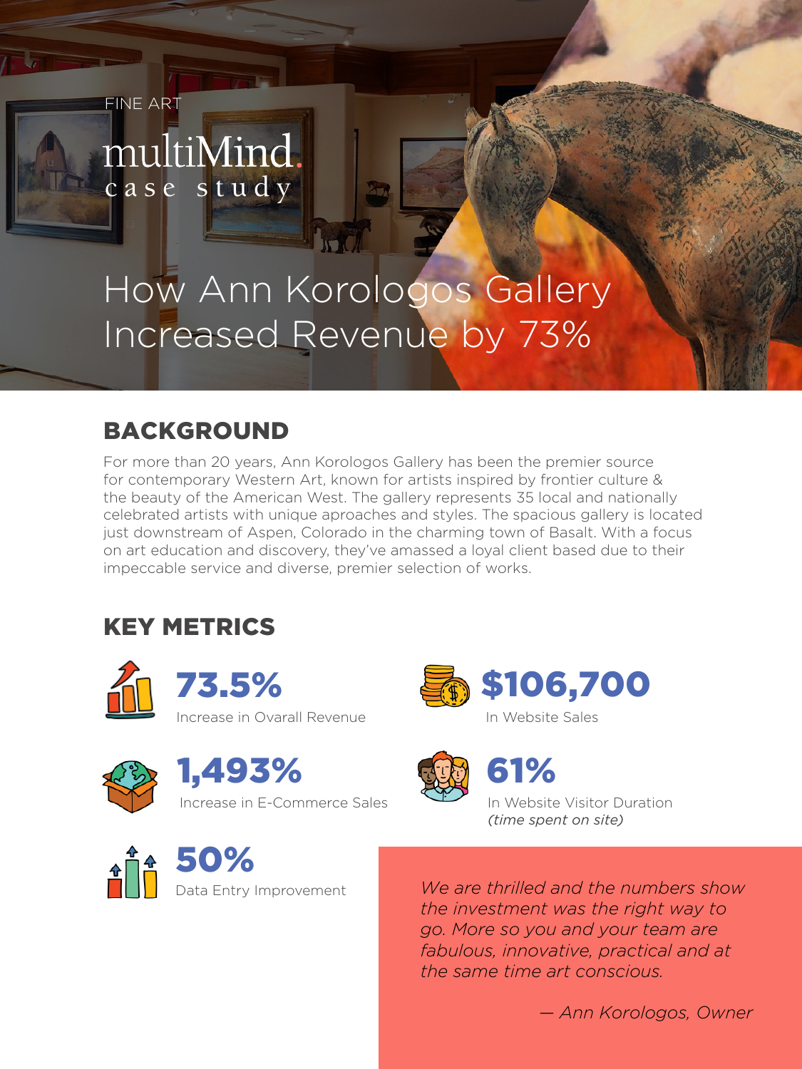FINE ART

multiMind.
case study

# How Ann Korologos Gallery Increased Revenue by 73%

## BACKGROUND

For more than 20 years, Ann Korologos Gallery has been the premier source for contemporary Western Art, known for artists inspired by frontier culture & the beauty of the American West. The gallery represents 35 local and nationally celebrated artists with unique aproaches and styles. The spacious gallery is located just downstream of Aspen, Colorado in the charming town of Basalt. With a focus on art education and discovery, they've amassed a loyal client based due to their impeccable service and diverse, premier selection of works.

## KEY METRICS

**73.5%**
Increase in Ovarall Revenue

**$106,700**
In Website Sales

**1,493%**
Increase in E-Commerce Sales

**61%**
In Website Visitor Duration
*(time spent on site)*

**50%**
Data Entry Improvement

*We are thrilled and the numbers show the investment was the right way to go. More so you and your team are fabulous, innovative, practical and at the same time art conscious.*

*— Ann Korologos, Owner*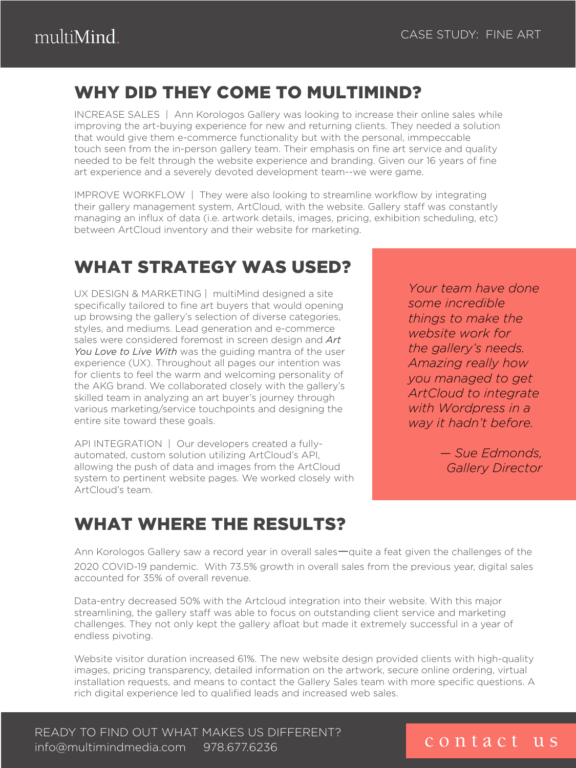multiMind.

CASE STUDY: FINE ART

## WHY DID THEY COME TO MULTIMIND?

INCREASE SALES | Ann Korologos Gallery was looking to increase their online sales while improving the art-buying experience for new and returning clients. They needed a solution that would give them e-commerce functionality but with the personal, immpeccable touch seen from the in-person gallery team. Their emphasis on fine art service and quality needed to be felt through the website experience and branding. Given our 16 years of fine art experience and a severely devoted development team--we were game.

IMPROVE WORKFLOW | They were also looking to streamline workflow by integrating their gallery management system, ArtCloud, with the website. Gallery staff was constantly managing an influx of data (i.e. artwork details, images, pricing, exhibition scheduling, etc) between ArtCloud inventory and their website for marketing.

## WHAT STRATEGY WAS USED?

UX DESIGN & MARKETING | multiMind designed a site specifically tailored to fine art buyers that would opening up browsing the gallery's selection of diverse categories, styles, and mediums. Lead generation and e-commerce sales were considered foremost in screen design and *Art You Love to Live With* was the guiding mantra of the user experience (UX). Throughout all pages our intention was for clients to feel the warm and welcoming personality of the AKG brand. We collaborated closely with the gallery's skilled team in analyzing an art buyer's journey through various marketing/service touchpoints and designing the entire site toward these goals.

API INTEGRATION | Our developers created a fully-automated, custom solution utilizing ArtCloud's API, allowing the push of data and images from the ArtCloud system to pertinent website pages. We worked closely with ArtCloud's team.

*Your team have done some incredible things to make the website work for the gallery's needs. Amazing really how you managed to get ArtCloud to integrate with Wordpress in a way it hadn't before.*

*— Sue Edmonds, Gallery Director*

## WHAT WHERE THE RESULTS?

Ann Korologos Gallery saw a record year in overall sales—quite a feat given the challenges of the 2020 COVID-19 pandemic. With 73.5% growth in overall sales from the previous year, digital sales accounted for 35% of overall revenue.

Data-entry decreased 50% with the Artcloud integration into their website. With this major streamlining, the gallery staff was able to focus on outstanding client service and marketing challenges. They not only kept the gallery afloat but made it extremely successful in a year of endless pivoting.

Website visitor duration increased 61%. The new website design provided clients with high-quality images, pricing transparency, detailed information on the artwork, secure online ordering, virtual installation requests, and means to contact the Gallery Sales team with more specific questions. A rich digital experience led to qualified leads and increased web sales.

READY TO FIND OUT WHAT MAKES US DIFFERENT?
info@multimindmedia.com 978.677.6236

contact us